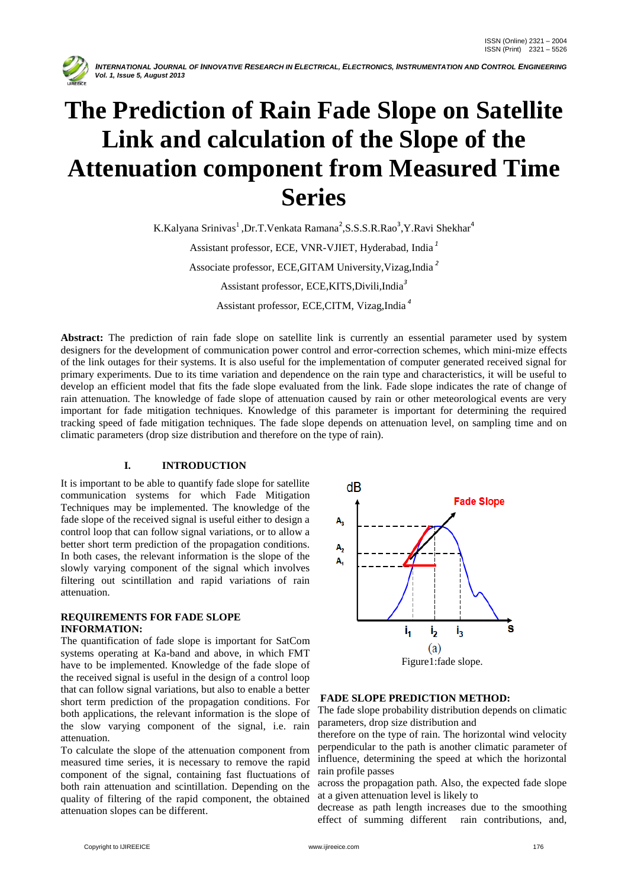# The Prediction of Rain Fade Slope on Satellite Link and calculation of the Slope of the Attenuation component from Measured Time Series

K.Kalyana Srinivas[1] ,Dr.T.Venkata Ramana[2],S.S.S.R.Rao[3],Y.Ravi Shekhar[4]

Assistant professor, ECE, VNR-VJIET, Hyderabad, India [1]

Associate professor, ECE,GITAM University,Vizag,India [2]

Assistant professor, ECE,KITS,Divili,India[3]

Assistant professor, ECE,CITM, Vizag,India [4]

**Abstract:** The prediction of rain fade slope on satellite link is currently an essential parameter used by system designers for the development of communication power control and error-correction schemes, which mini-mize effects of the link outages for their systems. It is also useful for the implementation of computer generated received signal for primary experiments. Due to its time variation and dependence on the rain type and characteristics, it will be useful to develop an efficient model that fits the fade slope evaluated from the link. Fade slope indicates the rate of change of rain attenuation. The knowledge of fade slope of attenuation caused by rain or other meteorological events are very important for fade mitigation techniques. Knowledge of this parameter is important for determining the required tracking speed of fade mitigation techniques. The fade slope depends on attenuation level, on sampling time and on climatic parameters (drop size distribution and therefore on the type of rain).

## I. INTRODUCTION

It is important to be able to quantify fade slope for satellite communication systems for which Fade Mitigation Techniques may be implemented. The knowledge of the fade slope of the received signal is useful either to design a control loop that can follow signal variations, or to allow a better short term prediction of the propagation conditions. In both cases, the relevant information is the slope of the slowly varying component of the signal which involves filtering out scintillation and rapid variations of rain attenuation.

### REQUIREMENTS FOR FADE SLOPE INFORMATION:

The quantification of fade slope is important for SatCom systems operating at Ka-band and above, in which FMT have to be implemented. Knowledge of the fade slope of the received signal is useful in the design of a control loop that can follow signal variations, but also to enable a better short term prediction of the propagation conditions. For both applications, the relevant information is the slope of the slow varying component of the signal, i.e. rain attenuation.

To calculate the slope of the attenuation component from measured time series, it is necessary to remove the rapid component of the signal, containing fast fluctuations of both rain attenuation and scintillation. Depending on the quality of filtering of the rapid component, the obtained attenuation slopes can be different.

(a)

Figure1:fade slope.

### FADE SLOPE PREDICTION METHOD:

The fade slope probability distribution depends on climatic parameters, drop size distribution and therefore on the type of rain. The horizontal wind velocity perpendicular to the path is another climatic parameter of influence, determining the speed at which the horizontal rain profile passes across the propagation path. Also, the expected fade slope at a given attenuation level is likely to decrease as path length increases due to the smoothing effect of summing different rain contributions, and,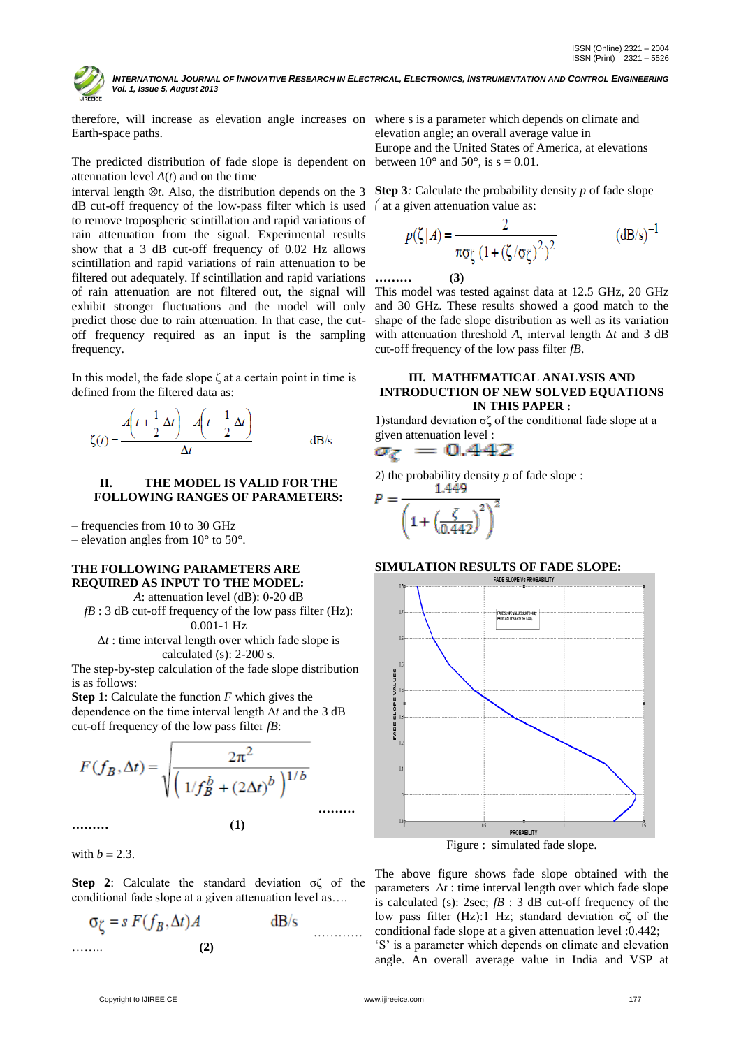therefore, will increase as elevation angle increases on Earth-space paths.

The predicted distribution of fade slope is dependent on attenuation level $A(t)$ and on the time interval length ⊗$t$. Also, the distribution depends on the 3 dB cut-off frequency of the low-pass filter which is used to remove tropospheric scintillation and rapid variations of rain attenuation from the signal. Experimental results show that a 3 dB cut-off frequency of 0.02 Hz allows scintillation and rapid variations of rain attenuation to be filtered out adequately. If scintillation and rapid variations of rain attenuation are not filtered out, the signal will exhibit stronger fluctuations and the model will only predict those due to rain attenuation. In that case, the cut-off frequency required as an input is the sampling frequency.

In this model, the fade slope $\zeta$ at a certain point in time is defined from the filtered data as:

$$\zeta(t) = \frac{A\left(t + \frac{1}{2}\Delta t\right) - A\left(t - \frac{1}{2}\Delta t\right)}{\Delta t} \qquad \text{dB/s}$$

## II. THE MODEL IS VALID FOR THE FOLLOWING RANGES OF PARAMETERS:

– frequencies from 10 to 30 GHz
– elevation angles from 10° to 50°.

### THE FOLLOWING PARAMETERS ARE REQUIRED AS INPUT TO THE MODEL:

$A$: attenuation level (dB): 0-20 dB

$fB$ : 3 dB cut-off frequency of the low pass filter (Hz): 0.001-1 Hz

$\Delta t$ : time interval length over which fade slope is calculated (s): 2-200 s.

The step-by-step calculation of the fade slope distribution is as follows:

**Step 1**: Calculate the function $F$ which gives the dependence on the time interval length $\Delta t$ and the 3 dB cut-off frequency of the low pass filter $fB$:

$$F(f_B, \Delta t) = \sqrt{\frac{2\pi^2}{\left(1/f_B^b + (2\Delta t)^b\right)^{1/b}}} \qquad \text{……… ………} \quad (1)$$

with $b = 2.3$.

**Step 2**: Calculate the standard deviation $\sigma\zeta$ of the conditional fade slope at a given attenuation level as….

$$\sigma_\zeta = s\, F(f_B, \Delta t) A \qquad \text{dB/s} \qquad \text{………… ……..} \quad (2)$$

where s is a parameter which depends on climate and elevation angle; an overall average value in Europe and the United States of America, at elevations between 10° and 50°, is s = 0.01.

**Step 3**: Calculate the probability density $p$ of fade slope $\zeta$ at a given attenuation value as:

$$p(\zeta | A) = \frac{2}{\pi\sigma_\zeta\left(1 + (\zeta/\sigma_\zeta)^2\right)^2} \qquad (\text{dB/s})^{-1} \qquad \text{………} \quad (3)$$

This model was tested against data at 12.5 GHz, 20 GHz and 30 GHz. These results showed a good match to the shape of the fade slope distribution as well as its variation with attenuation threshold $A$, interval length $\Delta t$ and 3 dB cut-off frequency of the low pass filter $fB$.

## III. MATHEMATICAL ANALYSIS AND INTRODUCTION OF NEW SOLVED EQUATIONS IN THIS PAPER :

1)standard deviation $\sigma\zeta$ of the conditional fade slope at a given attenuation level :

$$\sigma_\zeta = 0.442$$

2) the probability density $p$ of fade slope :

$$P = \frac{1.449}{\left(1 + \left(\frac{\zeta}{0.442}\right)^2\right)^2}$$

### SIMULATION RESULTS OF FADE SLOPE:

Figure : simulated fade slope.

The above figure shows fade slope obtained with the parameters $\Delta t$ : time interval length over which fade slope is calculated (s): 2sec; $fB$ : 3 dB cut-off frequency of the low pass filter (Hz):1 Hz; standard deviation $\sigma\zeta$ of the conditional fade slope at a given attenuation level :0.442; 'S' is a parameter which depends on climate and elevation angle. An overall average value in India and VSP at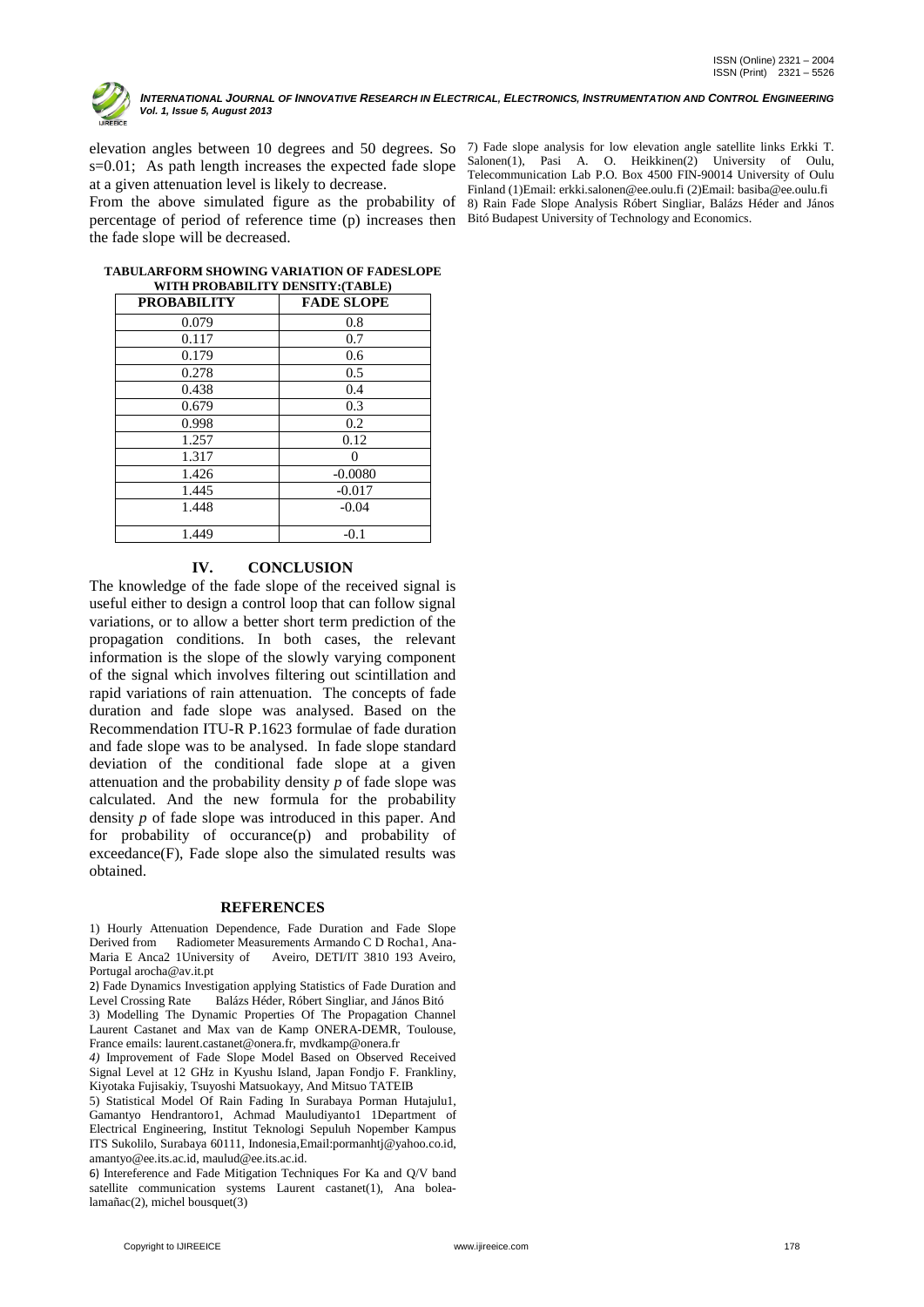elevation angles between 10 degrees and 50 degrees. So s=0.01; As path length increases the expected fade slope at a given attenuation level is likely to decrease.

From the above simulated figure as the probability of percentage of period of reference time (p) increases then the fade slope will be decreased.

**TABULARFORM SHOWING VARIATION OF FADESLOPE WITH PROBABILITY DENSITY:(TABLE)**

| PROBABILITY | FADE SLOPE |
|---|---|
| 0.079 | 0.8 |
| 0.117 | 0.7 |
| 0.179 | 0.6 |
| 0.278 | 0.5 |
| 0.438 | 0.4 |
| 0.679 | 0.3 |
| 0.998 | 0.2 |
| 1.257 | 0.12 |
| 1.317 | 0 |
| 1.426 | -0.0080 |
| 1.445 | -0.017 |
| 1.448 | -0.04 |
| 1.449 | -0.1 |

## IV. CONCLUSION

The knowledge of the fade slope of the received signal is useful either to design a control loop that can follow signal variations, or to allow a better short term prediction of the propagation conditions. In both cases, the relevant information is the slope of the slowly varying component of the signal which involves filtering out scintillation and rapid variations of rain attenuation. The concepts of fade duration and fade slope was analysed. Based on the Recommendation ITU-R P.1623 formulae of fade duration and fade slope was to be analysed. In fade slope standard deviation of the conditional fade slope at a given attenuation and the probability density $p$ of fade slope was calculated. And the new formula for the probability density $p$ of fade slope was introduced in this paper. And for probability of occurance(p) and probability of exceedance(F), Fade slope also the simulated results was obtained.

## REFERENCES

1) Hourly Attenuation Dependence, Fade Duration and Fade Slope Derived from Radiometer Measurements Armando C D Rocha1, Ana-Maria E Anca2 1University of Aveiro, DETI/IT 3810 193 Aveiro, Portugal arocha@av.it.pt

2) Fade Dynamics Investigation applying Statistics of Fade Duration and Level Crossing Rate Balázs Héder, Róbert Singliar, and János Bitó

3) Modelling The Dynamic Properties Of The Propagation Channel Laurent Castanet and Max van de Kamp ONERA-DEMR, Toulouse, France emails: laurent.castanet@onera.fr, mvdkamp@onera.fr

*4)* Improvement of Fade Slope Model Based on Observed Received Signal Level at 12 GHz in Kyushu Island, Japan Fondjo F. Frankliny, Kiyotaka Fujisakiy, Tsuyoshi Matsuokayy, And Mitsuo TATEIB

5) Statistical Model Of Rain Fading In Surabaya Porman Hutajulu1, Gamantyo Hendrantoro1, Achmad Mauludiyanto1 1Department of Electrical Engineering, Institut Teknologi Sepuluh Nopember Kampus ITS Sukolilo, Surabaya 60111, Indonesia,Email:pormanhtj@yahoo.co.id, amantyo@ee.its.ac.id, maulud@ee.its.ac.id.

6) Intereference and Fade Mitigation Techniques For Ka and Q/V band satellite communication systems Laurent castanet(1), Ana bolea-lamañac(2), michel bousquet(3)

7) Fade slope analysis for low elevation angle satellite links Erkki T. Salonen(1), Pasi A. O. Heikkinen(2) University of Oulu, Telecommunication Lab P.O. Box 4500 FIN-90014 University of Oulu Finland (1)Email: erkki.salonen@ee.oulu.fi (2)Email: basiba@ee.oulu.fi

8) Rain Fade Slope Analysis Róbert Singliar, Balázs Héder and János Bitó Budapest University of Technology and Economics.